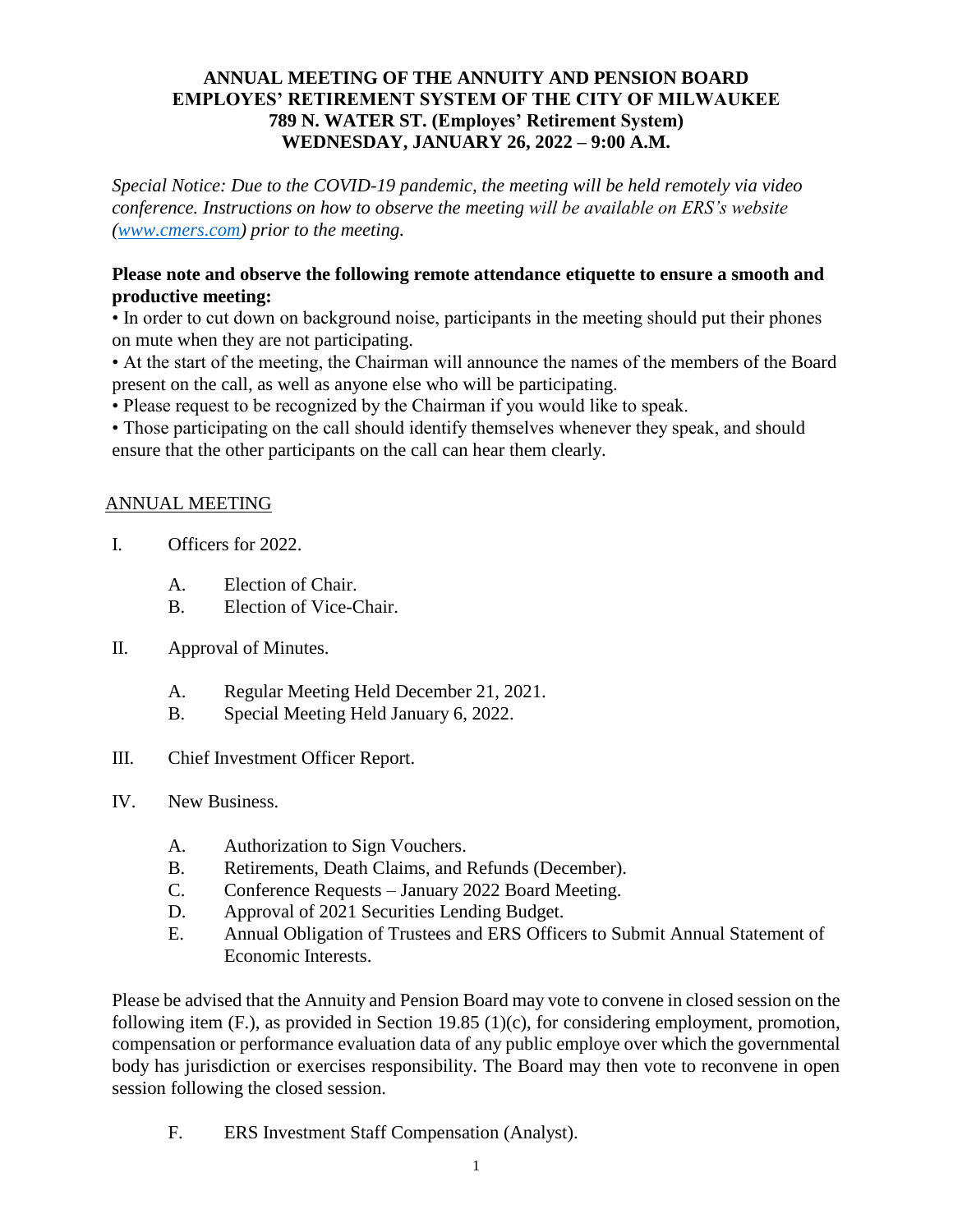# ANNUAL MEETING OF THE ANNUITY AND PENSION BOARD
# EMPLOYES' RETIREMENT SYSTEM OF THE CITY OF MILWAUKEE
# 789 N. WATER ST. (Employes' Retirement System)
# WEDNESDAY, JANUARY 26, 2022 – 9:00 A.M.

*Special Notice: Due to the COVID-19 pandemic, the meeting will be held remotely via video conference. Instructions on how to observe the meeting will be available on ERS's website ([www.cmers.com](www.cmers.com)) prior to the meeting.*

**Please note and observe the following remote attendance etiquette to ensure a smooth and productive meeting:**

- In order to cut down on background noise, participants in the meeting should put their phones on mute when they are not participating.
- At the start of the meeting, the Chairman will announce the names of the members of the Board present on the call, as well as anyone else who will be participating.
- Please request to be recognized by the Chairman if you would like to speak.
- Those participating on the call should identify themselves whenever they speak, and should ensure that the other participants on the call can hear them clearly.

## ANNUAL MEETING

I. Officers for 2022.

   A. Election of Chair.
   B. Election of Vice-Chair.

II. Approval of Minutes.

   A. Regular Meeting Held December 21, 2021.
   B. Special Meeting Held January 6, 2022.

III. Chief Investment Officer Report.

IV. New Business.

   A. Authorization to Sign Vouchers.
   B. Retirements, Death Claims, and Refunds (December).
   C. Conference Requests – January 2022 Board Meeting.
   D. Approval of 2021 Securities Lending Budget.
   E. Annual Obligation of Trustees and ERS Officers to Submit Annual Statement of Economic Interests.

Please be advised that the Annuity and Pension Board may vote to convene in closed session on the following item (F.), as provided in Section 19.85 (1)(c), for considering employment, promotion, compensation or performance evaluation data of any public employe over which the governmental body has jurisdiction or exercises responsibility. The Board may then vote to reconvene in open session following the closed session.

   F. ERS Investment Staff Compensation (Analyst).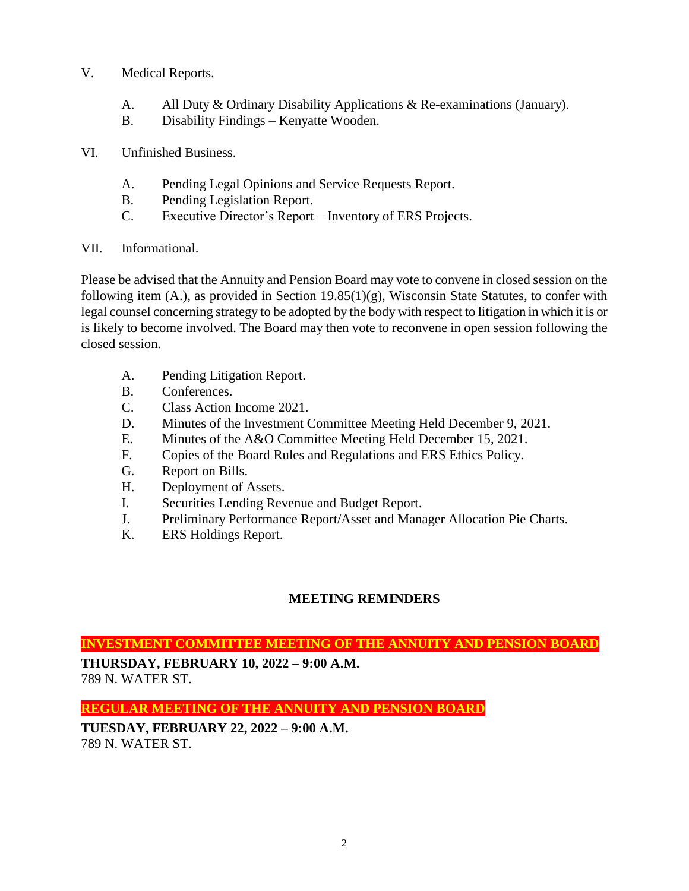V. Medical Reports.

A. All Duty & Ordinary Disability Applications & Re-examinations (January).
B. Disability Findings – Kenyatte Wooden.

VI. Unfinished Business.

A. Pending Legal Opinions and Service Requests Report.
B. Pending Legislation Report.
C. Executive Director's Report – Inventory of ERS Projects.

VII. Informational.

Please be advised that the Annuity and Pension Board may vote to convene in closed session on the following item (A.), as provided in Section 19.85(1)(g), Wisconsin State Statutes, to confer with legal counsel concerning strategy to be adopted by the body with respect to litigation in which it is or is likely to become involved. The Board may then vote to reconvene in open session following the closed session.

A. Pending Litigation Report.
B. Conferences.
C. Class Action Income 2021.
D. Minutes of the Investment Committee Meeting Held December 9, 2021.
E. Minutes of the A&O Committee Meeting Held December 15, 2021.
F. Copies of the Board Rules and Regulations and ERS Ethics Policy.
G. Report on Bills.
H. Deployment of Assets.
I. Securities Lending Revenue and Budget Report.
J. Preliminary Performance Report/Asset and Manager Allocation Pie Charts.
K. ERS Holdings Report.

## MEETING REMINDERS

**INVESTMENT COMMITTEE MEETING OF THE ANNUITY AND PENSION BOARD**

**THURSDAY, FEBRUARY 10, 2022 – 9:00 A.M.**
789 N. WATER ST.

**REGULAR MEETING OF THE ANNUITY AND PENSION BOARD**

**TUESDAY, FEBRUARY 22, 2022 – 9:00 A.M.**
789 N. WATER ST.